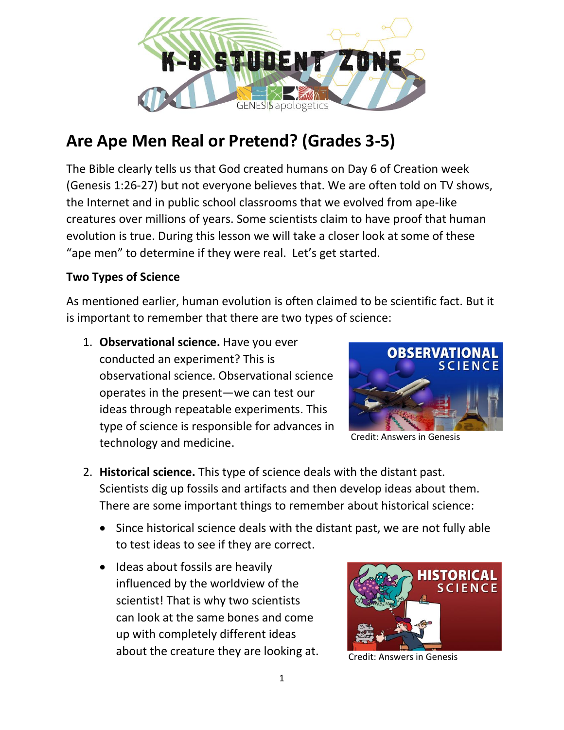# Are Ape Men Real or Pretend? (Grades 3-5)

The Bible clearly tells us that God created humans on Day 6 of Creation week (Genesis 1:26-27) but not everyone believes that. We are often told on TV shows, the Internet and in public school classrooms that we evolved from ape-like creatures over millions of years. Some scientists claim to have proof that human evolution is true. During this lesson we will take a closer look at some of these "ape men" to determine if they were real. Let's get started.

### Two Types of Science

As mentioned earlier, human evolution is often claimed to be scientific fact. But it is important to remember that there are two types of science:

1. **Observational science.** Have you ever conducted an experiment? This is observational science. Observational science operates in the present—we can test our ideas through repeatable experiments. This type of science is responsible for advances in technology and medicine.

   Credit: Answers in Genesis

2. **Historical science.** This type of science deals with the distant past. Scientists dig up fossils and artifacts and then develop ideas about them. There are some important things to remember about historical science:

   - Since historical science deals with the distant past, we are not fully able to test ideas to see if they are correct.
   - Ideas about fossils are heavily influenced by the worldview of the scientist! That is why two scientists can look at the same bones and come up with completely different ideas about the creature they are looking at.

   Credit: Answers in Genesis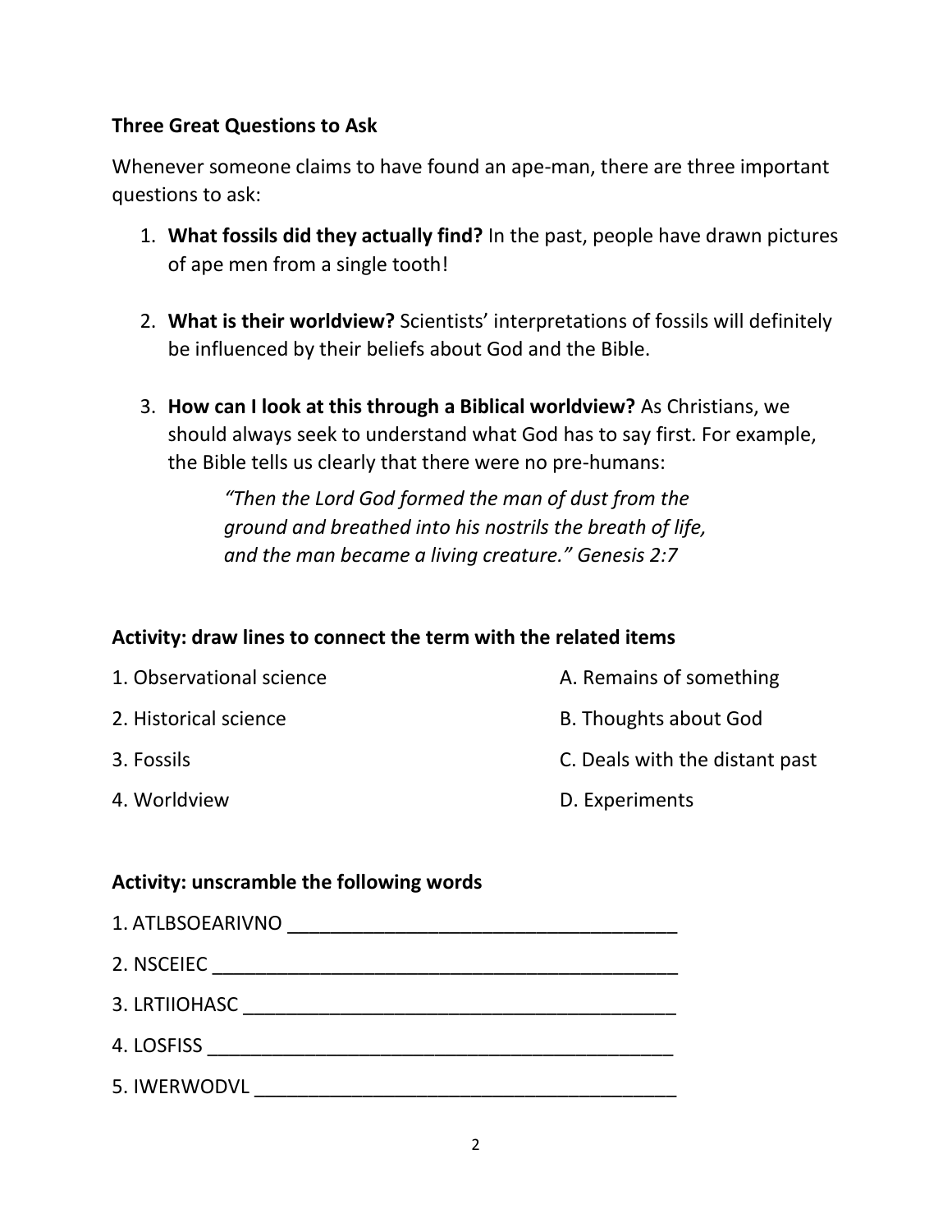**Three Great Questions to Ask**

Whenever someone claims to have found an ape-man, there are three important questions to ask:

1. **What fossils did they actually find?** In the past, people have drawn pictures of ape men from a single tooth!

2. **What is their worldview?** Scientists' interpretations of fossils will definitely be influenced by their beliefs about God and the Bible.

3. **How can I look at this through a Biblical worldview?** As Christians, we should always seek to understand what God has to say first. For example, the Bible tells us clearly that there were no pre-humans:

   > *"Then the Lord God formed the man of dust from the ground and breathed into his nostrils the breath of life, and the man became a living creature." Genesis 2:7*

**Activity: draw lines to connect the term with the related items**

| | |
|---|---|
| 1. Observational science | A. Remains of something |
| 2. Historical science | B. Thoughts about God |
| 3. Fossils | C. Deals with the distant past |
| 4. Worldview | D. Experiments |

**Activity: unscramble the following words**

1. ATLBSOEARIVNO ____________________________________

2. NSCEIEC ____________________________________

3. LRTIIOHASC ____________________________________

4. LOSFISS ____________________________________

5. IWERWODVL ____________________________________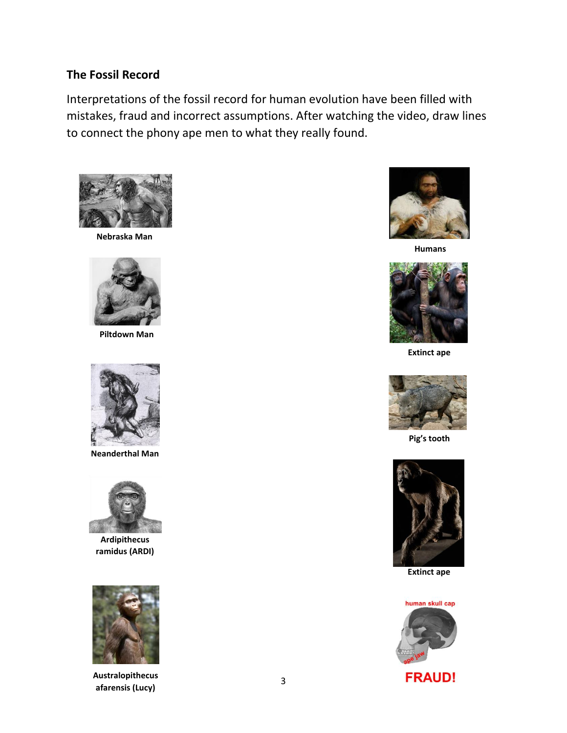## The Fossil Record

Interpretations of the fossil record for human evolution have been filled with mistakes, fraud and incorrect assumptions. After watching the video, draw lines to connect the phony ape men to what they really found.

**Nebraska Man**

**Piltdown Man**

**Neanderthal Man**

**Ardipithecus ramidus (ARDI)**

**Australopithecus afarensis (Lucy)**

**Humans**

**Extinct ape**

**Pig's tooth**

**Extinct ape**

human skull cap

ape jaw

**FRAUD!**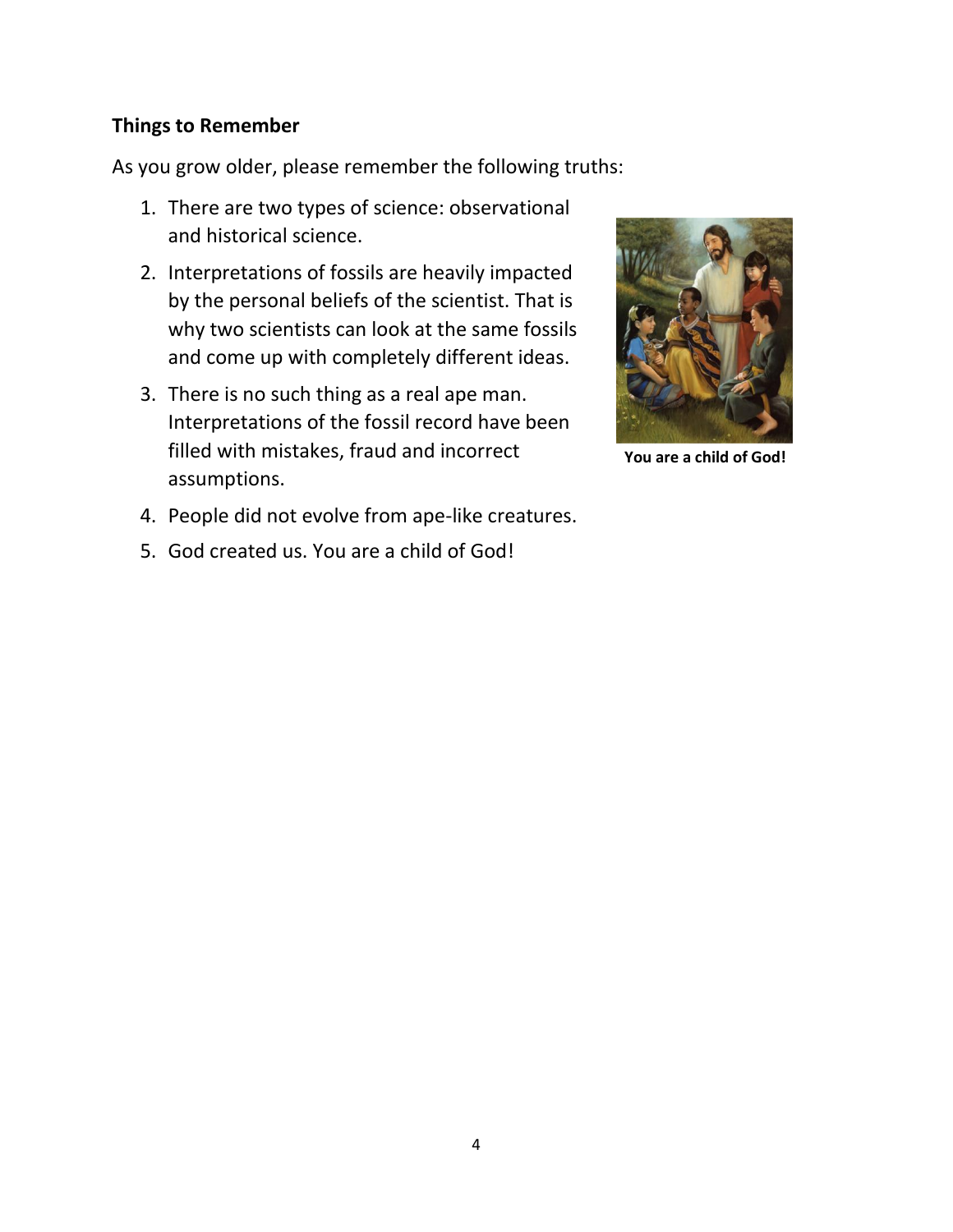**Things to Remember**

As you grow older, please remember the following truths:

1. There are two types of science: observational and historical science.
2. Interpretations of fossils are heavily impacted by the personal beliefs of the scientist. That is why two scientists can look at the same fossils and come up with completely different ideas.
3. There is no such thing as a real ape man. Interpretations of the fossil record have been filled with mistakes, fraud and incorrect assumptions.
4. People did not evolve from ape-like creatures.
5. God created us. You are a child of God!

**You are a child of God!**